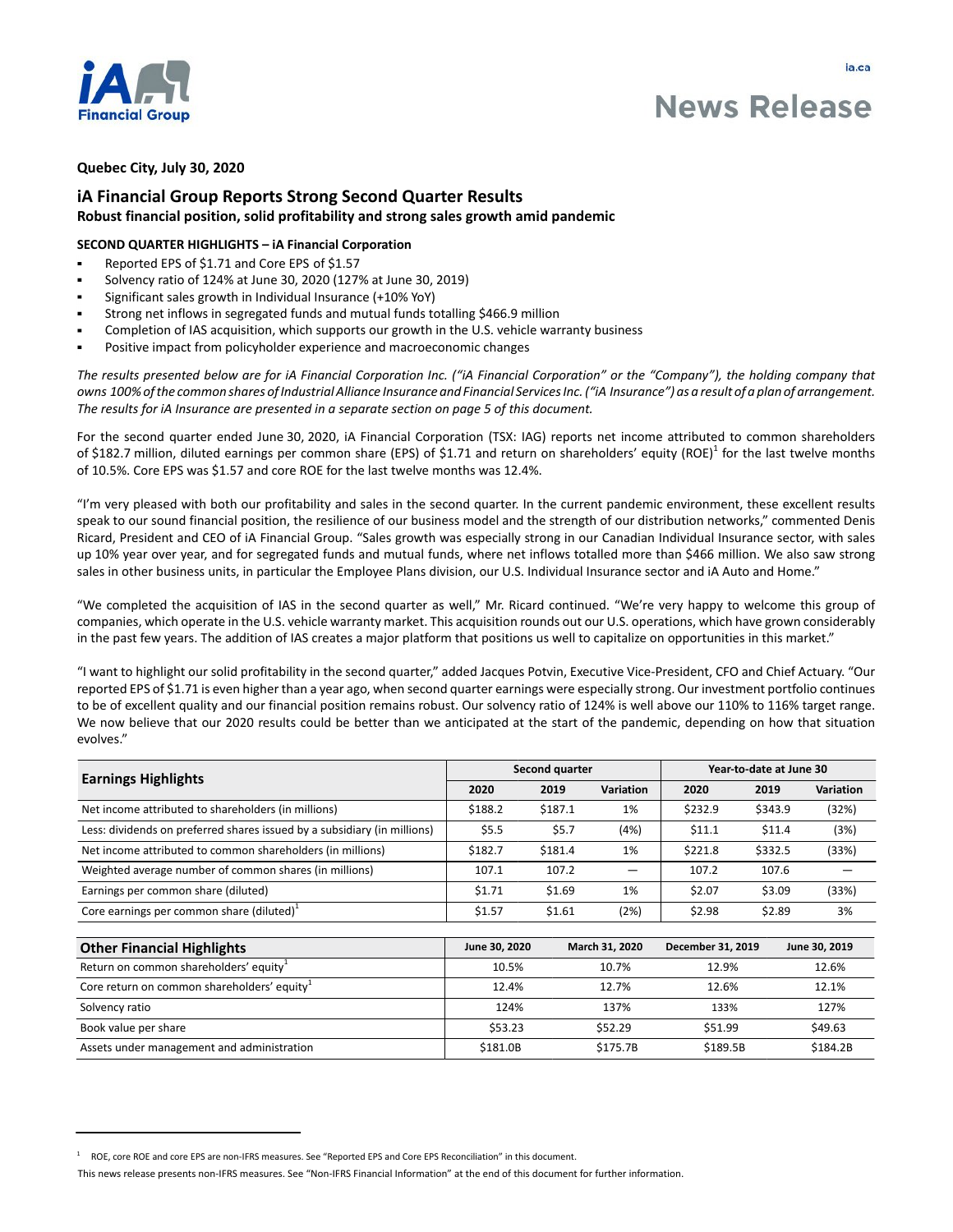**Quebec City, July 30, 2020**

## iA Financial Group Reports Strong Second Quarter Results

**Robust financial position, solid profitability and strong sales growth amid pandemic**

**SECOND QUARTER HIGHLIGHTS – iA Financial Corporation**

- Reported EPS of $1.71 and Core EPS of $1.57
- Solvency ratio of 124% at June 30, 2020 (127% at June 30, 2019)
- Significant sales growth in Individual Insurance (+10% YoY)
- Strong net inflows in segregated funds and mutual funds totalling $466.9 million
- Completion of IAS acquisition, which supports our growth in the U.S. vehicle warranty business
- Positive impact from policyholder experience and macroeconomic changes

*The results presented below are for iA Financial Corporation Inc. ("iA Financial Corporation" or the "Company"), the holding company that owns 100% of the common shares of Industrial Alliance Insurance and Financial Services Inc. ("iA Insurance") as a result of a plan of arrangement. The results for iA Insurance are presented in a separate section on page 5 of this document.*

For the second quarter ended June 30, 2020, iA Financial Corporation (TSX: IAG) reports net income attributed to common shareholders of $182.7 million, diluted earnings per common share (EPS) of $1.71 and return on shareholders' equity (ROE)[1] for the last twelve months of 10.5%. Core EPS was $1.57 and core ROE for the last twelve months was 12.4%.

"I'm very pleased with both our profitability and sales in the second quarter. In the current pandemic environment, these excellent results speak to our sound financial position, the resilience of our business model and the strength of our distribution networks," commented Denis Ricard, President and CEO of iA Financial Group. "Sales growth was especially strong in our Canadian Individual Insurance sector, with sales up 10% year over year, and for segregated funds and mutual funds, where net inflows totalled more than $466 million. We also saw strong sales in other business units, in particular the Employee Plans division, our U.S. Individual Insurance sector and iA Auto and Home."

"We completed the acquisition of IAS in the second quarter as well," Mr. Ricard continued. "We're very happy to welcome this group of companies, which operate in the U.S. vehicle warranty market. This acquisition rounds out our U.S. operations, which have grown considerably in the past few years. The addition of IAS creates a major platform that positions us well to capitalize on opportunities in this market."

"I want to highlight our solid profitability in the second quarter," added Jacques Potvin, Executive Vice-President, CFO and Chief Actuary. "Our reported EPS of $1.71 is even higher than a year ago, when second quarter earnings were especially strong. Our investment portfolio continues to be of excellent quality and our financial position remains robust. Our solvency ratio of 124% is well above our 110% to 116% target range. We now believe that our 2020 results could be better than we anticipated at the start of the pandemic, depending on how that situation evolves."

| Earnings Highlights | Second quarter | | | Year-to-date at June 30 | | |
|---|---|---|---|---|---|---|
| | 2020 | 2019 | Variation | 2020 | 2019 | Variation |
| Net income attributed to shareholders (in millions) | $188.2 | $187.1 | 1% | $232.9 | $343.9 | (32%) |
| Less: dividends on preferred shares issued by a subsidiary (in millions) | $5.5 | $5.7 | (4%) | $11.1 | $11.4 | (3%) |
| Net income attributed to common shareholders (in millions) | $182.7 | $181.4 | 1% | $221.8 | $332.5 | (33%) |
| Weighted average number of common shares (in millions) | 107.1 | 107.2 | — | 107.2 | 107.6 | — |
| Earnings per common share (diluted) | $1.71 | $1.69 | 1% | $2.07 | $3.09 | (33%) |
| Core earnings per common share (diluted)[1] | $1.57 | $1.61 | (2%) | $2.98 | $2.89 | 3% |

| Other Financial Highlights | June 30, 2020 | March 31, 2020 | December 31, 2019 | June 30, 2019 |
|---|---|---|---|---|
| Return on common shareholders' equity[1] | 10.5% | 10.7% | 12.9% | 12.6% |
| Core return on common shareholders' equity[1] | 12.4% | 12.7% | 12.6% | 12.1% |
| Solvency ratio | 124% | 137% | 133% | 127% |
| Book value per share | $53.23 | $52.29 | $51.99 | $49.63 |
| Assets under management and administration | $181.0B | $175.7B | $189.5B | $184.2B |

[1] ROE, core ROE and core EPS are non-IFRS measures. See "Reported EPS and Core EPS Reconciliation" in this document.

This news release presents non-IFRS measures. See "Non-IFRS Financial Information" at the end of this document for further information.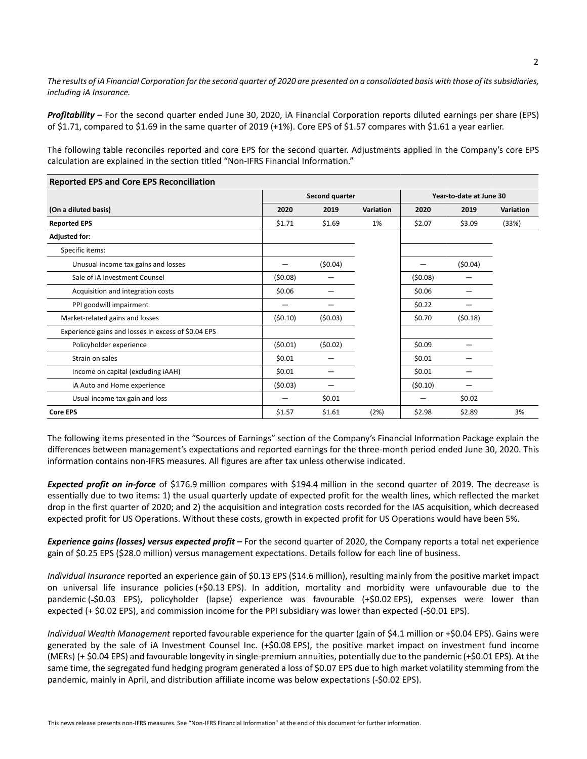*The results of iA Financial Corporation for the second quarter of 2020 are presented on a consolidated basis with those of its subsidiaries, including iA Insurance.*

***Profitability –*** For the second quarter ended June 30, 2020, iA Financial Corporation reports diluted earnings per share (EPS) of $1.71, compared to $1.69 in the same quarter of 2019 (+1%). Core EPS of $1.57 compares with $1.61 a year earlier.

The following table reconciles reported and core EPS for the second quarter. Adjustments applied in the Company's core EPS calculation are explained in the section titled "Non-IFRS Financial Information."

**Reported EPS and Core EPS Reconciliation**

| | Second quarter | | | Year-to-date at June 30 | | |
|---|---|---|---|---|---|---|
| **(On a diluted basis)** | **2020** | **2019** | **Variation** | **2020** | **2019** | **Variation** |
| **Reported EPS** | $1.71 | $1.69 | 1% | $2.07 | $3.09 | (33%) |
| **Adjusted for:** | | | | | | |
| Specific items: | | | | | | |
| Unusual income tax gains and losses | — | ($0.04) | | — | ($0.04) | |
| Sale of iA Investment Counsel | ($0.08) | — | | ($0.08) | — | |
| Acquisition and integration costs | $0.06 | — | | $0.06 | — | |
| PPI goodwill impairment | — | — | | $0.22 | — | |
| Market-related gains and losses | ($0.10) | ($0.03) | | $0.70 | ($0.18) | |
| Experience gains and losses in excess of $0.04 EPS | | | | | | |
| Policyholder experience | ($0.01) | ($0.02) | | $0.09 | — | |
| Strain on sales | $0.01 | — | | $0.01 | — | |
| Income on capital (excluding iAAH) | $0.01 | — | | $0.01 | — | |
| iA Auto and Home experience | ($0.03) | — | | ($0.10) | — | |
| Usual income tax gain and loss | — | $0.01 | | — | $0.02 | |
| **Core EPS** | $1.57 | $1.61 | (2%) | $2.98 | $2.89 | 3% |

The following items presented in the "Sources of Earnings" section of the Company's Financial Information Package explain the differences between management's expectations and reported earnings for the three-month period ended June 30, 2020. This information contains non-IFRS measures. All figures are after tax unless otherwise indicated.

***Expected profit on in-force*** of $176.9 million compares with $194.4 million in the second quarter of 2019. The decrease is essentially due to two items: 1) the usual quarterly update of expected profit for the wealth lines, which reflected the market drop in the first quarter of 2020; and 2) the acquisition and integration costs recorded for the IAS acquisition, which decreased expected profit for US Operations. Without these costs, growth in expected profit for US Operations would have been 5%.

***Experience gains (losses) versus expected profit –*** For the second quarter of 2020, the Company reports a total net experience gain of $0.25 EPS ($28.0 million) versus management expectations. Details follow for each line of business.

*Individual Insurance* reported an experience gain of $0.13 EPS ($14.6 million), resulting mainly from the positive market impact on universal life insurance policies (+$0.13 EPS). In addition, mortality and morbidity were unfavourable due to the pandemic (-$0.03 EPS), policyholder (lapse) experience was favourable (+$0.02 EPS), expenses were lower than expected (+ $0.02 EPS), and commission income for the PPI subsidiary was lower than expected (-$0.01 EPS).

*Individual Wealth Management* reported favourable experience for the quarter (gain of $4.1 million or +$0.04 EPS). Gains were generated by the sale of iA Investment Counsel Inc. (+$0.08 EPS), the positive market impact on investment fund income (MERs) (+ $0.04 EPS) and favourable longevity in single-premium annuities, potentially due to the pandemic (+$0.01 EPS). At the same time, the segregated fund hedging program generated a loss of $0.07 EPS due to high market volatility stemming from the pandemic, mainly in April, and distribution affiliate income was below expectations (-$0.02 EPS).

This news release presents non-IFRS measures. See "Non-IFRS Financial Information" at the end of this document for further information.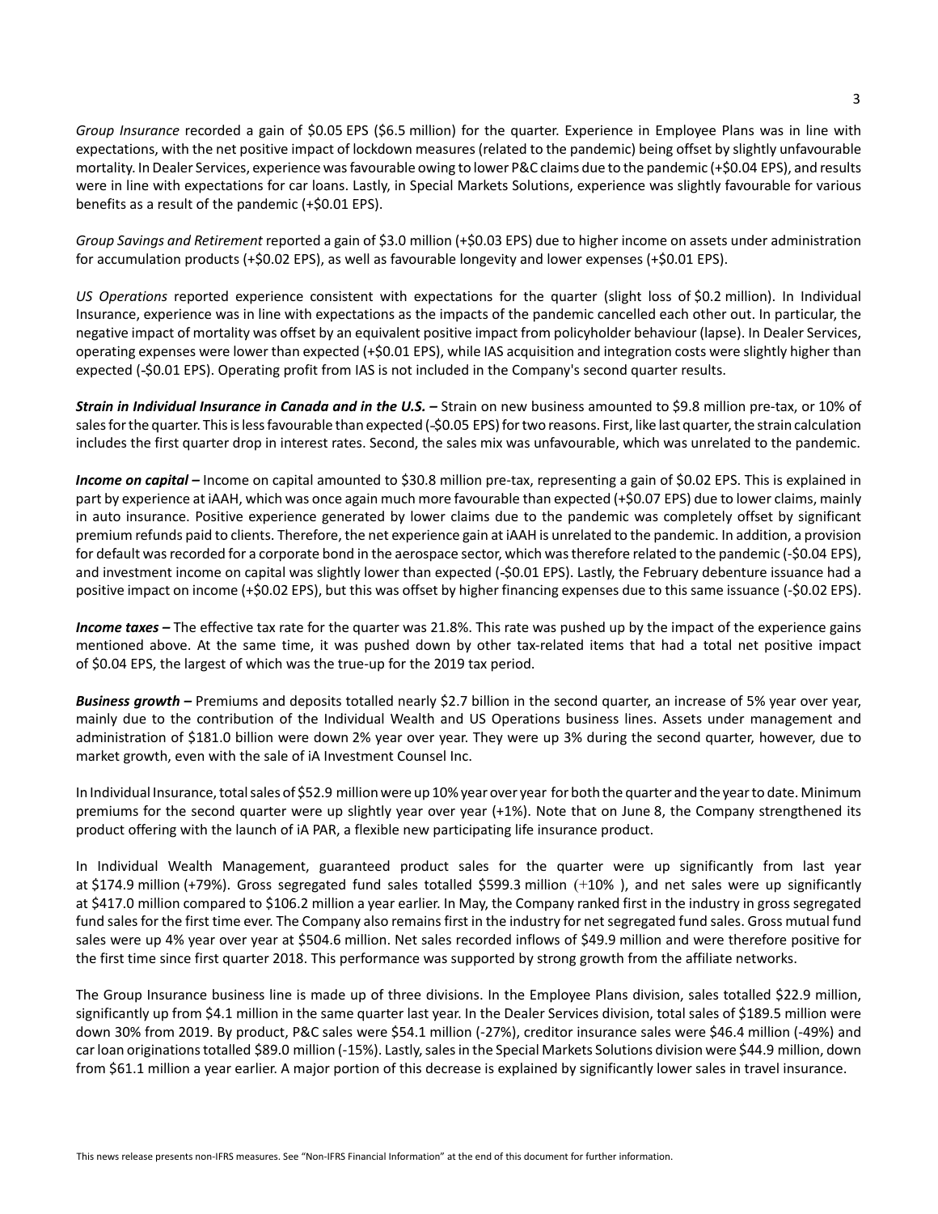*Group Insurance* recorded a gain of $0.05 EPS ($6.5 million) for the quarter. Experience in Employee Plans was in line with expectations, with the net positive impact of lockdown measures (related to the pandemic) being offset by slightly unfavourable mortality. In Dealer Services, experience was favourable owing to lower P&C claims due to the pandemic (+$0.04 EPS), and results were in line with expectations for car loans. Lastly, in Special Markets Solutions, experience was slightly favourable for various benefits as a result of the pandemic (+$0.01 EPS).

*Group Savings and Retirement* reported a gain of $3.0 million (+$0.03 EPS) due to higher income on assets under administration for accumulation products (+$0.02 EPS), as well as favourable longevity and lower expenses (+$0.01 EPS).

*US Operations* reported experience consistent with expectations for the quarter (slight loss of $0.2 million). In Individual Insurance, experience was in line with expectations as the impacts of the pandemic cancelled each other out. In particular, the negative impact of mortality was offset by an equivalent positive impact from policyholder behaviour (lapse). In Dealer Services, operating expenses were lower than expected (+$0.01 EPS), while IAS acquisition and integration costs were slightly higher than expected (-$0.01 EPS). Operating profit from IAS is not included in the Company's second quarter results.

***Strain in Individual Insurance in Canada and in the U.S. –*** Strain on new business amounted to $9.8 million pre-tax, or 10% of sales for the quarter. This is less favourable than expected (-$0.05 EPS) for two reasons. First, like last quarter, the strain calculation includes the first quarter drop in interest rates. Second, the sales mix was unfavourable, which was unrelated to the pandemic.

***Income on capital –*** Income on capital amounted to $30.8 million pre-tax, representing a gain of $0.02 EPS. This is explained in part by experience at iAAH, which was once again much more favourable than expected (+$0.07 EPS) due to lower claims, mainly in auto insurance. Positive experience generated by lower claims due to the pandemic was completely offset by significant premium refunds paid to clients. Therefore, the net experience gain at iAAH is unrelated to the pandemic. In addition, a provision for default was recorded for a corporate bond in the aerospace sector, which was therefore related to the pandemic (-$0.04 EPS), and investment income on capital was slightly lower than expected (-$0.01 EPS). Lastly, the February debenture issuance had a positive impact on income (+$0.02 EPS), but this was offset by higher financing expenses due to this same issuance (-$0.02 EPS).

***Income taxes –*** The effective tax rate for the quarter was 21.8%. This rate was pushed up by the impact of the experience gains mentioned above. At the same time, it was pushed down by other tax-related items that had a total net positive impact of $0.04 EPS, the largest of which was the true-up for the 2019 tax period.

***Business growth –*** Premiums and deposits totalled nearly $2.7 billion in the second quarter, an increase of 5% year over year, mainly due to the contribution of the Individual Wealth and US Operations business lines. Assets under management and administration of $181.0 billion were down 2% year over year. They were up 3% during the second quarter, however, due to market growth, even with the sale of iA Investment Counsel Inc.

In Individual Insurance, total sales of $52.9 million were up 10% year over year for both the quarter and the year to date. Minimum premiums for the second quarter were up slightly year over year (+1%). Note that on June 8, the Company strengthened its product offering with the launch of iA PAR, a flexible new participating life insurance product.

In Individual Wealth Management, guaranteed product sales for the quarter were up significantly from last year at $174.9 million (+79%). Gross segregated fund sales totalled $599.3 million (+10% ), and net sales were up significantly at $417.0 million compared to $106.2 million a year earlier. In May, the Company ranked first in the industry in gross segregated fund sales for the first time ever. The Company also remains first in the industry for net segregated fund sales. Gross mutual fund sales were up 4% year over year at $504.6 million. Net sales recorded inflows of $49.9 million and were therefore positive for the first time since first quarter 2018. This performance was supported by strong growth from the affiliate networks.

The Group Insurance business line is made up of three divisions. In the Employee Plans division, sales totalled $22.9 million, significantly up from $4.1 million in the same quarter last year. In the Dealer Services division, total sales of $189.5 million were down 30% from 2019. By product, P&C sales were $54.1 million (-27%), creditor insurance sales were $46.4 million (-49%) and car loan originations totalled $89.0 million (-15%). Lastly, sales in the Special Markets Solutions division were $44.9 million, down from $61.1 million a year earlier. A major portion of this decrease is explained by significantly lower sales in travel insurance.

This news release presents non-IFRS measures. See "Non-IFRS Financial Information" at the end of this document for further information.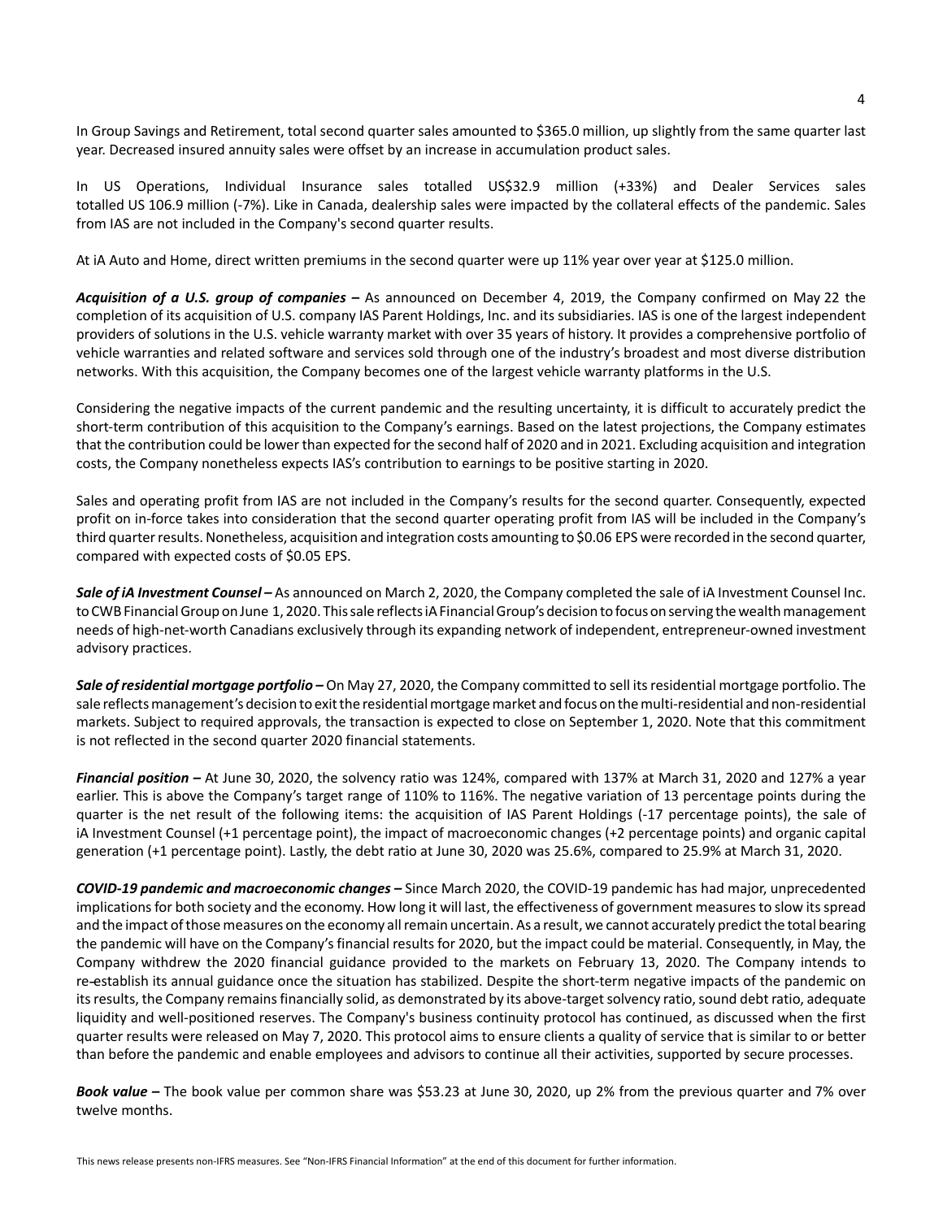In Group Savings and Retirement, total second quarter sales amounted to $365.0 million, up slightly from the same quarter last year. Decreased insured annuity sales were offset by an increase in accumulation product sales.

In US Operations, Individual Insurance sales totalled US$32.9 million (+33%) and Dealer Services sales totalled US 106.9 million (-7%). Like in Canada, dealership sales were impacted by the collateral effects of the pandemic. Sales from IAS are not included in the Company's second quarter results.

At iA Auto and Home, direct written premiums in the second quarter were up 11% year over year at $125.0 million.

***Acquisition of a U.S. group of companies –*** As announced on December 4, 2019, the Company confirmed on May 22 the completion of its acquisition of U.S. company IAS Parent Holdings, Inc. and its subsidiaries. IAS is one of the largest independent providers of solutions in the U.S. vehicle warranty market with over 35 years of history. It provides a comprehensive portfolio of vehicle warranties and related software and services sold through one of the industry's broadest and most diverse distribution networks. With this acquisition, the Company becomes one of the largest vehicle warranty platforms in the U.S.

Considering the negative impacts of the current pandemic and the resulting uncertainty, it is difficult to accurately predict the short-term contribution of this acquisition to the Company's earnings. Based on the latest projections, the Company estimates that the contribution could be lower than expected for the second half of 2020 and in 2021. Excluding acquisition and integration costs, the Company nonetheless expects IAS's contribution to earnings to be positive starting in 2020.

Sales and operating profit from IAS are not included in the Company's results for the second quarter. Consequently, expected profit on in-force takes into consideration that the second quarter operating profit from IAS will be included in the Company's third quarter results. Nonetheless, acquisition and integration costs amounting to $0.06 EPS were recorded in the second quarter, compared with expected costs of $0.05 EPS.

***Sale of iA Investment Counsel –*** As announced on March 2, 2020, the Company completed the sale of iA Investment Counsel Inc. to CWB Financial Group on June 1, 2020. This sale reflects iA Financial Group's decision to focus on serving the wealth management needs of high-net-worth Canadians exclusively through its expanding network of independent, entrepreneur-owned investment advisory practices.

***Sale of residential mortgage portfolio –*** On May 27, 2020, the Company committed to sell its residential mortgage portfolio. The sale reflects management's decision to exit the residential mortgage market and focus on the multi-residential and non-residential markets. Subject to required approvals, the transaction is expected to close on September 1, 2020. Note that this commitment is not reflected in the second quarter 2020 financial statements.

***Financial position –*** At June 30, 2020, the solvency ratio was 124%, compared with 137% at March 31, 2020 and 127% a year earlier. This is above the Company's target range of 110% to 116%. The negative variation of 13 percentage points during the quarter is the net result of the following items: the acquisition of IAS Parent Holdings (-17 percentage points), the sale of iA Investment Counsel (+1 percentage point), the impact of macroeconomic changes (+2 percentage points) and organic capital generation (+1 percentage point). Lastly, the debt ratio at June 30, 2020 was 25.6%, compared to 25.9% at March 31, 2020.

***COVID-19 pandemic and macroeconomic changes –*** Since March 2020, the COVID-19 pandemic has had major, unprecedented implications for both society and the economy. How long it will last, the effectiveness of government measures to slow its spread and the impact of those measures on the economy all remain uncertain. As a result, we cannot accurately predict the total bearing the pandemic will have on the Company's financial results for 2020, but the impact could be material. Consequently, in May, the Company withdrew the 2020 financial guidance provided to the markets on February 13, 2020. The Company intends to re-establish its annual guidance once the situation has stabilized. Despite the short-term negative impacts of the pandemic on its results, the Company remains financially solid, as demonstrated by its above-target solvency ratio, sound debt ratio, adequate liquidity and well-positioned reserves. The Company's business continuity protocol has continued, as discussed when the first quarter results were released on May 7, 2020. This protocol aims to ensure clients a quality of service that is similar to or better than before the pandemic and enable employees and advisors to continue all their activities, supported by secure processes.

***Book value –*** The book value per common share was $53.23 at June 30, 2020, up 2% from the previous quarter and 7% over twelve months.

This news release presents non-IFRS measures. See "Non-IFRS Financial Information" at the end of this document for further information.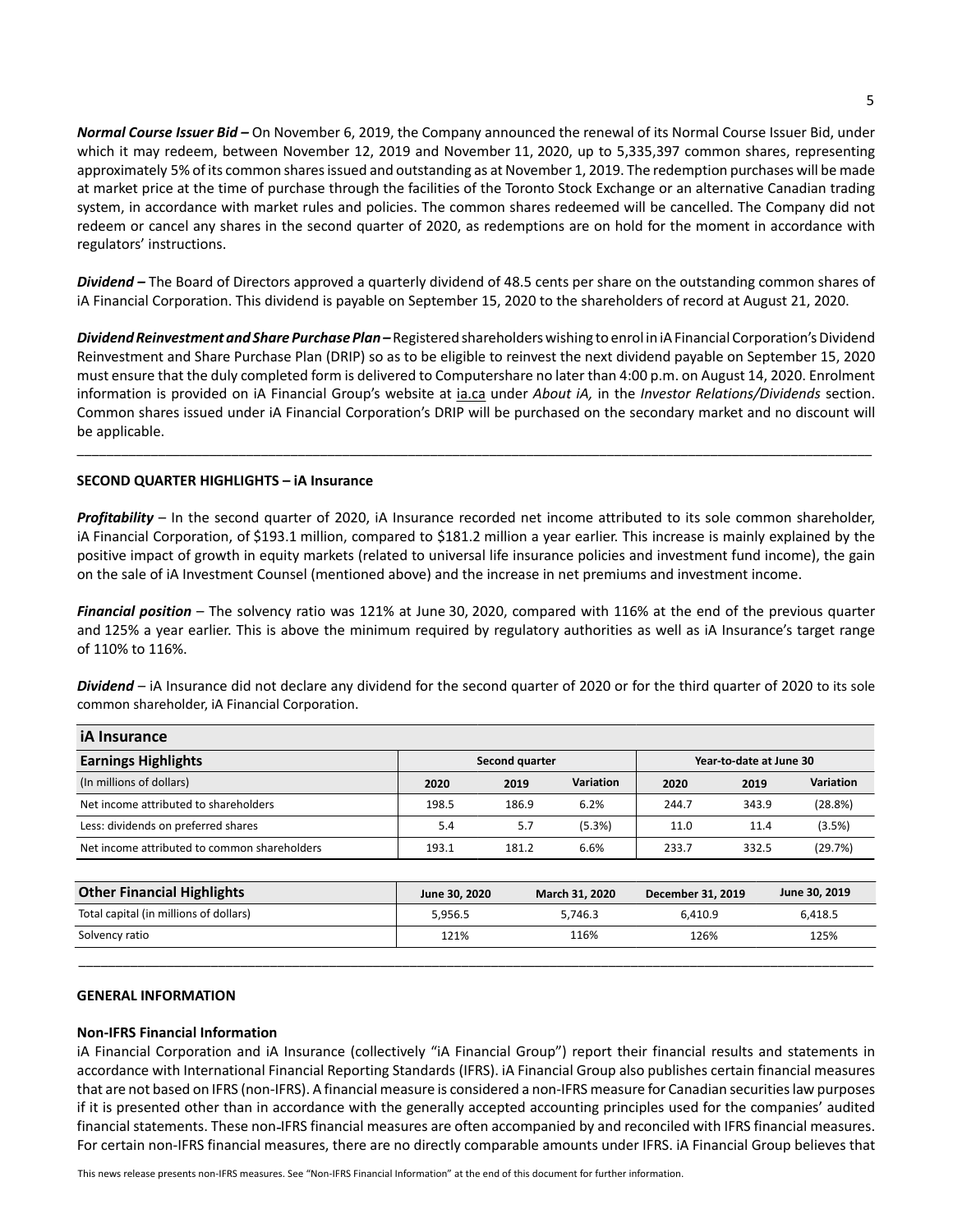***Normal Course Issuer Bid –*** On November 6, 2019, the Company announced the renewal of its Normal Course Issuer Bid, under which it may redeem, between November 12, 2019 and November 11, 2020, up to 5,335,397 common shares, representing approximately 5% of its common shares issued and outstanding as at November 1, 2019. The redemption purchases will be made at market price at the time of purchase through the facilities of the Toronto Stock Exchange or an alternative Canadian trading system, in accordance with market rules and policies. The common shares redeemed will be cancelled. The Company did not redeem or cancel any shares in the second quarter of 2020, as redemptions are on hold for the moment in accordance with regulators' instructions.

***Dividend –*** The Board of Directors approved a quarterly dividend of 48.5 cents per share on the outstanding common shares of iA Financial Corporation. This dividend is payable on September 15, 2020 to the shareholders of record at August 21, 2020.

***Dividend Reinvestment and Share Purchase Plan –*** Registered shareholders wishing to enrol in iA Financial Corporation's Dividend Reinvestment and Share Purchase Plan (DRIP) so as to be eligible to reinvest the next dividend payable on September 15, 2020 must ensure that the duly completed form is delivered to Computershare no later than 4:00 p.m. on August 14, 2020. Enrolment information is provided on iA Financial Group's website at ia.ca under *About iA,* in the *Investor Relations/Dividends* section. Common shares issued under iA Financial Corporation's DRIP will be purchased on the secondary market and no discount will be applicable.

---

**SECOND QUARTER HIGHLIGHTS – iA Insurance**

***Profitability*** – In the second quarter of 2020, iA Insurance recorded net income attributed to its sole common shareholder, iA Financial Corporation, of $193.1 million, compared to $181.2 million a year earlier. This increase is mainly explained by the positive impact of growth in equity markets (related to universal life insurance policies and investment fund income), the gain on the sale of iA Investment Counsel (mentioned above) and the increase in net premiums and investment income.

***Financial position*** – The solvency ratio was 121% at June 30, 2020, compared with 116% at the end of the previous quarter and 125% a year earlier. This is above the minimum required by regulatory authorities as well as iA Insurance's target range of 110% to 116%.

***Dividend*** – iA Insurance did not declare any dividend for the second quarter of 2020 or for the third quarter of 2020 to its sole common shareholder, iA Financial Corporation.

**iA Insurance**

| **Earnings Highlights** | **Second quarter** | | | **Year-to-date at June 30** | | |
|---|---|---|---|---|---|---|
| (In millions of dollars) | **2020** | **2019** | **Variation** | **2020** | **2019** | **Variation** |
| Net income attributed to shareholders | 198.5 | 186.9 | 6.2% | 244.7 | 343.9 | (28.8%) |
| Less: dividends on preferred shares | 5.4 | 5.7 | (5.3%) | 11.0 | 11.4 | (3.5%) |
| Net income attributed to common shareholders | 193.1 | 181.2 | 6.6% | 233.7 | 332.5 | (29.7%) |

| **Other Financial Highlights** | **June 30, 2020** | **March 31, 2020** | **December 31, 2019** | **June 30, 2019** |
|---|---|---|---|---|
| Total capital (in millions of dollars) | 5,956.5 | 5,746.3 | 6,410.9 | 6,418.5 |
| Solvency ratio | 121% | 116% | 126% | 125% |

---

**GENERAL INFORMATION**

**Non-IFRS Financial Information**

iA Financial Corporation and iA Insurance (collectively "iA Financial Group") report their financial results and statements in accordance with International Financial Reporting Standards (IFRS). iA Financial Group also publishes certain financial measures that are not based on IFRS (non-IFRS). A financial measure is considered a non-IFRS measure for Canadian securities law purposes if it is presented other than in accordance with the generally accepted accounting principles used for the companies' audited financial statements. These non-IFRS financial measures are often accompanied by and reconciled with IFRS financial measures. For certain non-IFRS financial measures, there are no directly comparable amounts under IFRS. iA Financial Group believes that

This news release presents non-IFRS measures. See "Non-IFRS Financial Information" at the end of this document for further information.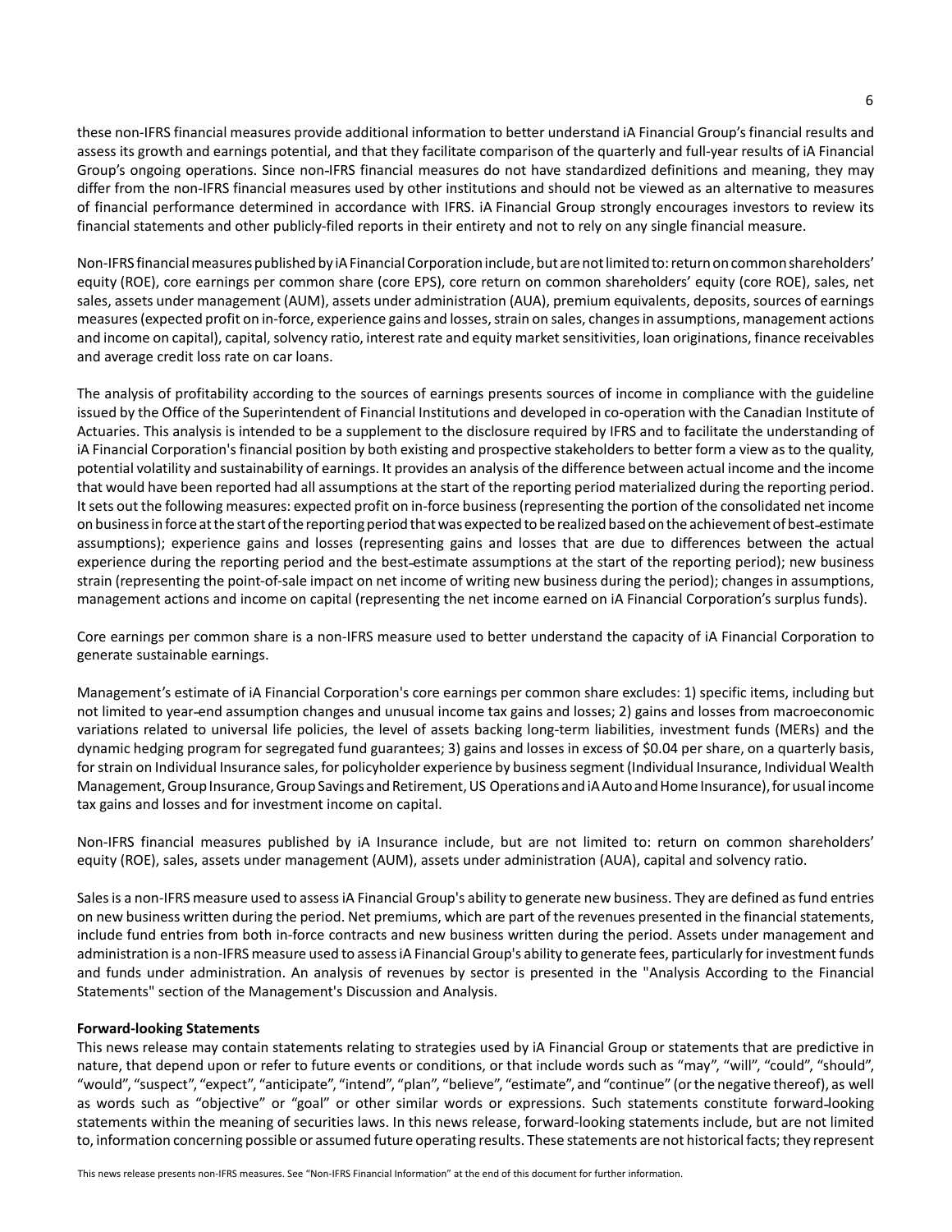these non-IFRS financial measures provide additional information to better understand iA Financial Group's financial results and assess its growth and earnings potential, and that they facilitate comparison of the quarterly and full-year results of iA Financial Group's ongoing operations. Since non-IFRS financial measures do not have standardized definitions and meaning, they may differ from the non-IFRS financial measures used by other institutions and should not be viewed as an alternative to measures of financial performance determined in accordance with IFRS. iA Financial Group strongly encourages investors to review its financial statements and other publicly-filed reports in their entirety and not to rely on any single financial measure.

Non-IFRS financial measures published by iA Financial Corporation include, but are not limited to: return on common shareholders' equity (ROE), core earnings per common share (core EPS), core return on common shareholders' equity (core ROE), sales, net sales, assets under management (AUM), assets under administration (AUA), premium equivalents, deposits, sources of earnings measures (expected profit on in-force, experience gains and losses, strain on sales, changes in assumptions, management actions and income on capital), capital, solvency ratio, interest rate and equity market sensitivities, loan originations, finance receivables and average credit loss rate on car loans.

The analysis of profitability according to the sources of earnings presents sources of income in compliance with the guideline issued by the Office of the Superintendent of Financial Institutions and developed in co-operation with the Canadian Institute of Actuaries. This analysis is intended to be a supplement to the disclosure required by IFRS and to facilitate the understanding of iA Financial Corporation's financial position by both existing and prospective stakeholders to better form a view as to the quality, potential volatility and sustainability of earnings. It provides an analysis of the difference between actual income and the income that would have been reported had all assumptions at the start of the reporting period materialized during the reporting period. It sets out the following measures: expected profit on in-force business (representing the portion of the consolidated net income on business in force at the start of the reporting period that was expected to be realized based on the achievement of best-estimate assumptions); experience gains and losses (representing gains and losses that are due to differences between the actual experience during the reporting period and the best-estimate assumptions at the start of the reporting period); new business strain (representing the point-of-sale impact on net income of writing new business during the period); changes in assumptions, management actions and income on capital (representing the net income earned on iA Financial Corporation's surplus funds).

Core earnings per common share is a non-IFRS measure used to better understand the capacity of iA Financial Corporation to generate sustainable earnings.

Management's estimate of iA Financial Corporation's core earnings per common share excludes: 1) specific items, including but not limited to year-end assumption changes and unusual income tax gains and losses; 2) gains and losses from macroeconomic variations related to universal life policies, the level of assets backing long-term liabilities, investment funds (MERs) and the dynamic hedging program for segregated fund guarantees; 3) gains and losses in excess of $0.04 per share, on a quarterly basis, for strain on Individual Insurance sales, for policyholder experience by business segment (Individual Insurance, Individual Wealth Management, Group Insurance, Group Savings and Retirement, US Operations and iA Auto and Home Insurance), for usual income tax gains and losses and for investment income on capital.

Non-IFRS financial measures published by iA Insurance include, but are not limited to: return on common shareholders' equity (ROE), sales, assets under management (AUM), assets under administration (AUA), capital and solvency ratio.

Sales is a non-IFRS measure used to assess iA Financial Group's ability to generate new business. They are defined as fund entries on new business written during the period. Net premiums, which are part of the revenues presented in the financial statements, include fund entries from both in-force contracts and new business written during the period. Assets under management and administration is a non-IFRS measure used to assess iA Financial Group's ability to generate fees, particularly for investment funds and funds under administration. An analysis of revenues by sector is presented in the "Analysis According to the Financial Statements" section of the Management's Discussion and Analysis.

**Forward-looking Statements**

This news release may contain statements relating to strategies used by iA Financial Group or statements that are predictive in nature, that depend upon or refer to future events or conditions, or that include words such as "may", "will", "could", "should", "would", "suspect", "expect", "anticipate", "intend", "plan", "believe", "estimate", and "continue" (or the negative thereof), as well as words such as "objective" or "goal" or other similar words or expressions. Such statements constitute forward-looking statements within the meaning of securities laws. In this news release, forward-looking statements include, but are not limited to, information concerning possible or assumed future operating results. These statements are not historical facts; they represent

This news release presents non-IFRS measures. See "Non-IFRS Financial Information" at the end of this document for further information.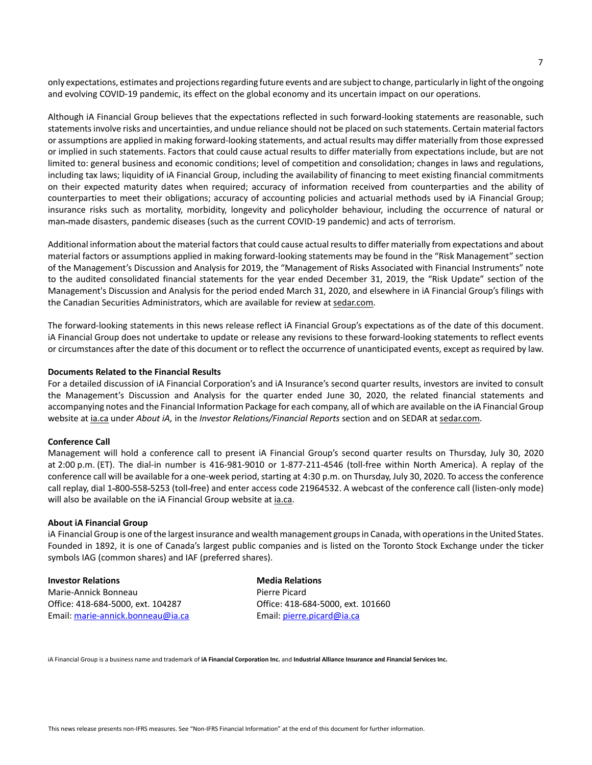only expectations, estimates and projections regarding future events and are subject to change, particularly in light of the ongoing and evolving COVID-19 pandemic, its effect on the global economy and its uncertain impact on our operations.

Although iA Financial Group believes that the expectations reflected in such forward-looking statements are reasonable, such statements involve risks and uncertainties, and undue reliance should not be placed on such statements. Certain material factors or assumptions are applied in making forward-looking statements, and actual results may differ materially from those expressed or implied in such statements. Factors that could cause actual results to differ materially from expectations include, but are not limited to: general business and economic conditions; level of competition and consolidation; changes in laws and regulations, including tax laws; liquidity of iA Financial Group, including the availability of financing to meet existing financial commitments on their expected maturity dates when required; accuracy of information received from counterparties and the ability of counterparties to meet their obligations; accuracy of accounting policies and actuarial methods used by iA Financial Group; insurance risks such as mortality, morbidity, longevity and policyholder behaviour, including the occurrence of natural or man-made disasters, pandemic diseases (such as the current COVID-19 pandemic) and acts of terrorism.

Additional information about the material factors that could cause actual results to differ materially from expectations and about material factors or assumptions applied in making forward-looking statements may be found in the "Risk Management" section of the Management's Discussion and Analysis for 2019, the "Management of Risks Associated with Financial Instruments" note to the audited consolidated financial statements for the year ended December 31, 2019, the "Risk Update" section of the Management's Discussion and Analysis for the period ended March 31, 2020, and elsewhere in iA Financial Group's filings with the Canadian Securities Administrators, which are available for review at sedar.com.

The forward-looking statements in this news release reflect iA Financial Group's expectations as of the date of this document. iA Financial Group does not undertake to update or release any revisions to these forward-looking statements to reflect events or circumstances after the date of this document or to reflect the occurrence of unanticipated events, except as required by law.

**Documents Related to the Financial Results**

For a detailed discussion of iA Financial Corporation's and iA Insurance's second quarter results, investors are invited to consult the Management's Discussion and Analysis for the quarter ended June 30, 2020, the related financial statements and accompanying notes and the Financial Information Package for each company, all of which are available on the iA Financial Group website at ia.ca under *About iA,* in the *Investor Relations/Financial Reports* section and on SEDAR at sedar.com.

**Conference Call**

Management will hold a conference call to present iA Financial Group's second quarter results on Thursday, July 30, 2020 at 2:00 p.m. (ET). The dial-in number is 416-981-9010 or 1-877-211-4546 (toll-free within North America). A replay of the conference call will be available for a one-week period, starting at 4:30 p.m. on Thursday, July 30, 2020. To access the conference call replay, dial 1-800-558-5253 (toll-free) and enter access code 21964532. A webcast of the conference call (listen-only mode) will also be available on the iA Financial Group website at ia.ca.

**About iA Financial Group**

iA Financial Group is one of the largest insurance and wealth management groups in Canada, with operations in the United States. Founded in 1892, it is one of Canada's largest public companies and is listed on the Toronto Stock Exchange under the ticker symbols IAG (common shares) and IAF (preferred shares).

**Investor Relations**
Marie-Annick Bonneau
Office: 418-684-5000, ext. 104287
Email: marie-annick.bonneau@ia.ca

**Media Relations**
Pierre Picard
Office: 418-684-5000, ext. 101660
Email: pierre.picard@ia.ca

iA Financial Group is a business name and trademark of **iA Financial Corporation Inc.** and **Industrial Alliance Insurance and Financial Services Inc.**

This news release presents non-IFRS measures. See "Non-IFRS Financial Information" at the end of this document for further information.